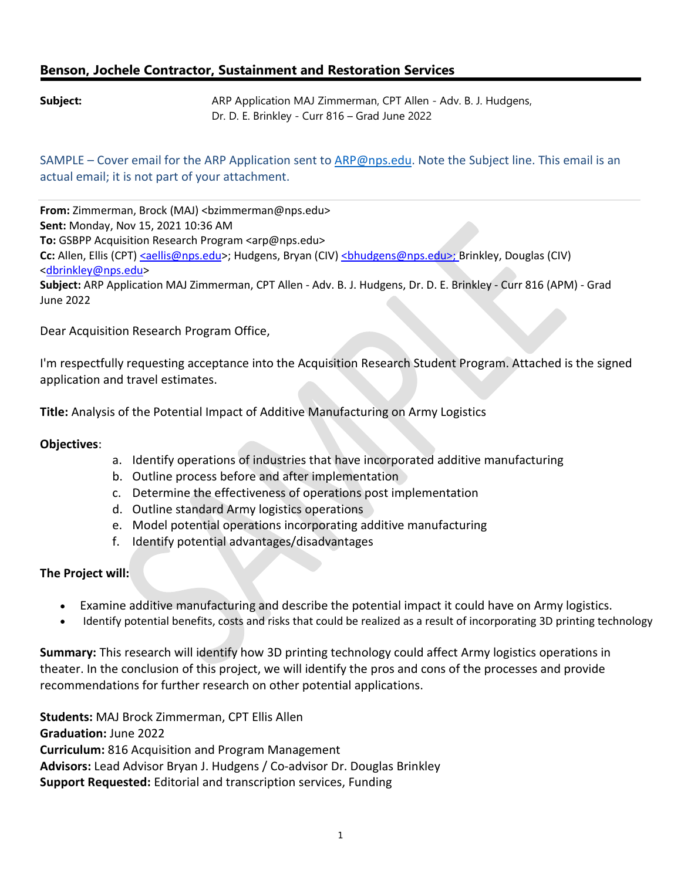## Benson, Jochele Contractor, Sustainment and Restoration Services

**Subject:** ARP Application MAJ Zimmerman, CPT Allen - Adv. B. J. Hudgens, Dr. D. E. Brinkley - Curr 816 – Grad June 2022

SAMPLE – Cover email for the ARP Application sent to ARP@nps.edu. Note the Subject line. This email is an actual email; it is not part of your attachment.

---

**From:** Zimmerman, Brock (MAJ) <bzimmerman@nps.edu>
**Sent:** Monday, Nov 15, 2021 10:36 AM
**To:** GSBPP Acquisition Research Program <arp@nps.edu>
**Cc:** Allen, Ellis (CPT) <aellis@nps.edu>; Hudgens, Bryan (CIV) <bhudgens@nps.edu>; Brinkley, Douglas (CIV) <dbrinkley@nps.edu>
**Subject:** ARP Application MAJ Zimmerman, CPT Allen - Adv. B. J. Hudgens, Dr. D. E. Brinkley - Curr 816 (APM) - Grad June 2022

Dear Acquisition Research Program Office,

I'm respectfully requesting acceptance into the Acquisition Research Student Program. Attached is the signed application and travel estimates.

**Title:** Analysis of the Potential Impact of Additive Manufacturing on Army Logistics

**Objectives**:

a. Identify operations of industries that have incorporated additive manufacturing
b. Outline process before and after implementation
c. Determine the effectiveness of operations post implementation
d. Outline standard Army logistics operations
e. Model potential operations incorporating additive manufacturing
f. Identify potential advantages/disadvantages

**The Project will:**

- Examine additive manufacturing and describe the potential impact it could have on Army logistics.
- Identify potential benefits, costs and risks that could be realized as a result of incorporating 3D printing technology

**Summary:** This research will identify how 3D printing technology could affect Army logistics operations in theater. In the conclusion of this project, we will identify the pros and cons of the processes and provide recommendations for further research on other potential applications.

**Students:** MAJ Brock Zimmerman, CPT Ellis Allen
**Graduation:** June 2022
**Curriculum:** 816 Acquisition and Program Management
**Advisors:** Lead Advisor Bryan J. Hudgens / Co-advisor Dr. Douglas Brinkley
**Support Requested:** Editorial and transcription services, Funding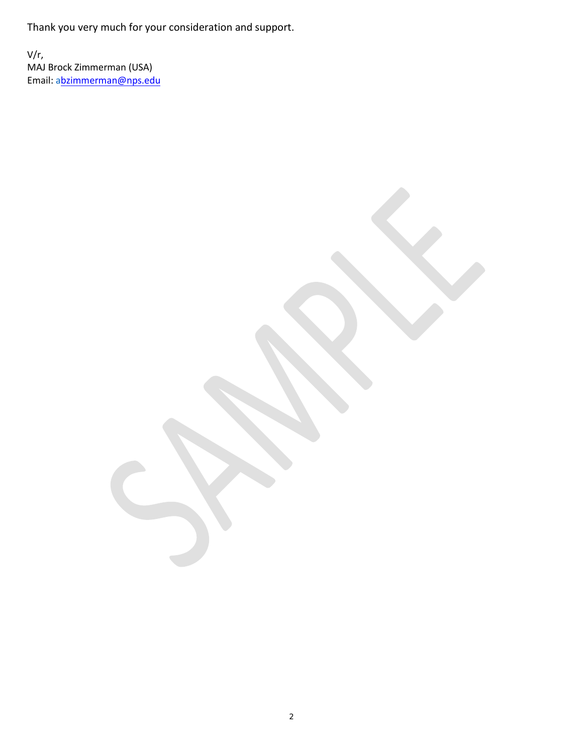Thank you very much for your consideration and support.

V/r,
MAJ Brock Zimmerman (USA)
Email: abzimmerman@nps.edu